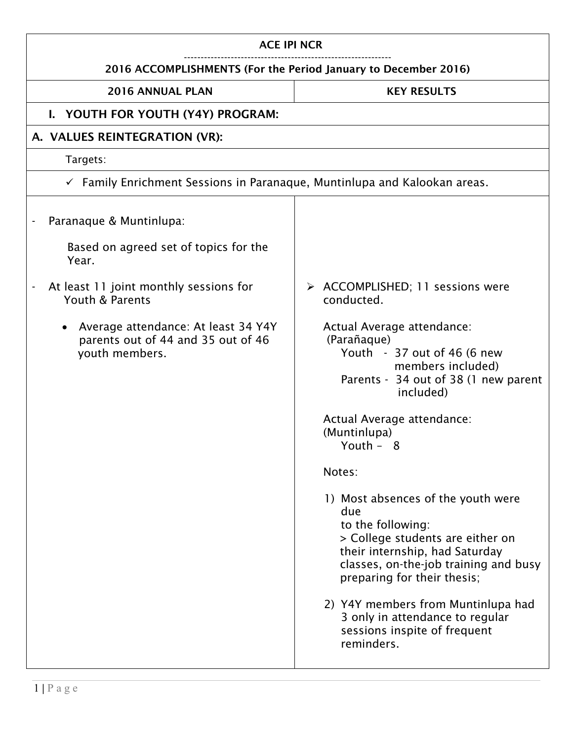| ACE IPI NCR<br>-------------------------------------------------------------<br>2016 ACCOMPLISHMENTS (For the Period January to December 2016) | |
|---|---|
| **2016 ANNUAL PLAN** | **KEY RESULTS** |
| **I. YOUTH FOR YOUTH (Y4Y) PROGRAM:** | |
| **A. VALUES REINTEGRATION (VR):** | |
| Targets: | |
| ✓ Family Enrichment Sessions in Paranaque, Muntinlupa and Kalookan areas. | |
| - Paranaque & Muntinlupa:<br><br>Based on agreed set of topics for the Year.<br><br>- At least 11 joint monthly sessions for Youth & Parents<br><br>• Average attendance: At least 34 Y4Y parents out of 44 and 35 out of 46 youth members. | ➢ ACCOMPLISHED; 11 sessions were conducted.<br><br>Actual Average attendance:<br>(Parañaque)<br>Youth - 37 out of 46 (6 new members included)<br>Parents - 34 out of 38 (1 new parent included)<br><br>Actual Average attendance:<br>(Muntinlupa)<br>Youth – 8<br><br>Notes:<br><br>1) Most absences of the youth were due to the following:<br>> College students are either on their internship, had Saturday classes, on-the-job training and busy preparing for their thesis;<br><br>2) Y4Y members from Muntinlupa had 3 only in attendance to regular sessions inspite of frequent reminders. |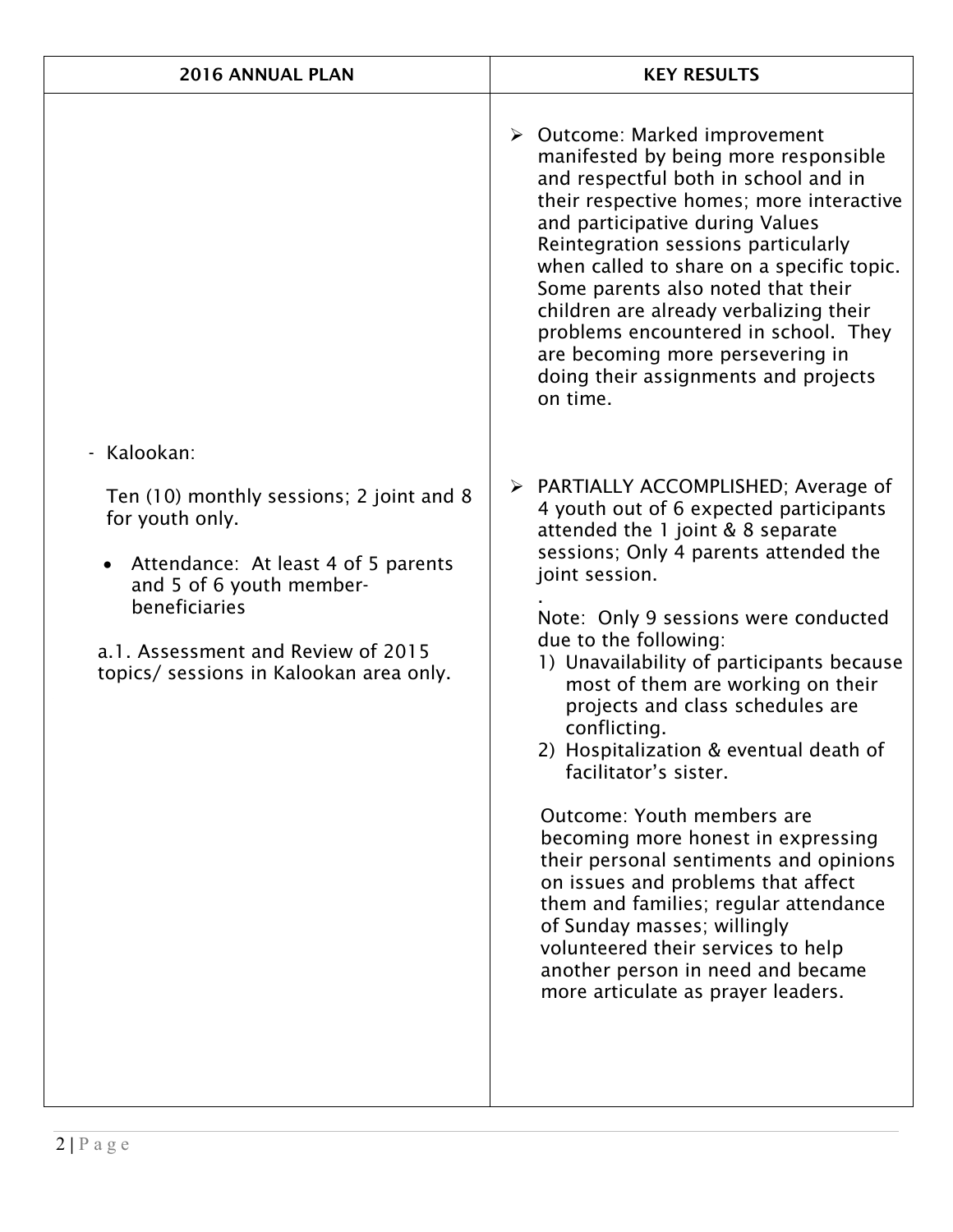| 2016 ANNUAL PLAN | KEY RESULTS |
|---|---|
| | ➢ Outcome: Marked improvement manifested by being more responsible and respectful both in school and in their respective homes; more interactive and participative during Values Reintegration sessions particularly when called to share on a specific topic. Some parents also noted that their children are already verbalizing their problems encountered in school. They are becoming more persevering in doing their assignments and projects on time. |
| - Kalookan:<br><br>Ten (10) monthly sessions; 2 joint and 8 for youth only.<br><br>• Attendance: At least 4 of 5 parents and 5 of 6 youth member-beneficiaries<br><br>a.1. Assessment and Review of 2015 topics/ sessions in Kalookan area only. | ➢ PARTIALLY ACCOMPLISHED; Average of 4 youth out of 6 expected participants attended the 1 joint & 8 separate sessions; Only 4 parents attended the joint session.<br>.<br>Note: Only 9 sessions were conducted due to the following:<br>1) Unavailability of participants because most of them are working on their projects and class schedules are conflicting.<br>2) Hospitalization & eventual death of facilitator's sister.<br><br>Outcome: Youth members are becoming more honest in expressing their personal sentiments and opinions on issues and problems that affect them and families; regular attendance of Sunday masses; willingly volunteered their services to help another person in need and became more articulate as prayer leaders. |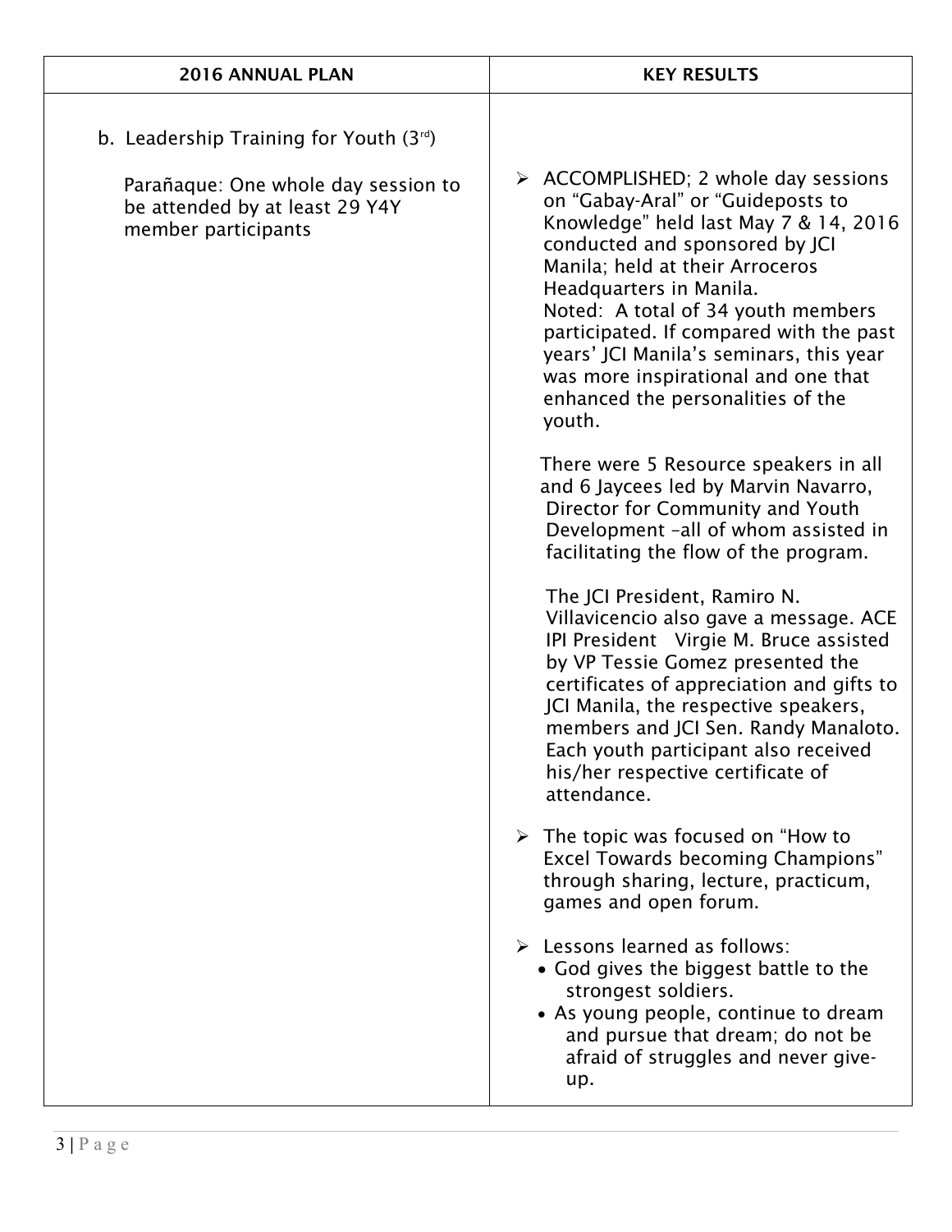| 2016 ANNUAL PLAN | KEY RESULTS |
|---|---|
| b. Leadership Training for Youth (3rd)<br><br>Parañaque: One whole day session to be attended by at least 29 Y4Y member participants | ➢ ACCOMPLISHED; 2 whole day sessions on "Gabay-Aral" or "Guideposts to Knowledge" held last May 7 & 14, 2016 conducted and sponsored by JCI Manila; held at their Arroceros Headquarters in Manila.<br>Noted: A total of 34 youth members participated. If compared with the past years' JCI Manila's seminars, this year was more inspirational and one that enhanced the personalities of the youth.<br><br>There were 5 Resource speakers in all and 6 Jaycees led by Marvin Navarro, Director for Community and Youth Development –all of whom assisted in facilitating the flow of the program.<br><br>The JCI President, Ramiro N. Villavicencio also gave a message. ACE IPI President Virgie M. Bruce assisted by VP Tessie Gomez presented the certificates of appreciation and gifts to JCI Manila, the respective speakers, members and JCI Sen. Randy Manaloto. Each youth participant also received his/her respective certificate of attendance.<br><br>➢ The topic was focused on "How to Excel Towards becoming Champions" through sharing, lecture, practicum, games and open forum.<br><br>➢ Lessons learned as follows:<br>• God gives the biggest battle to the strongest soldiers.<br>• As young people, continue to dream and pursue that dream; do not be afraid of struggles and never give-up. |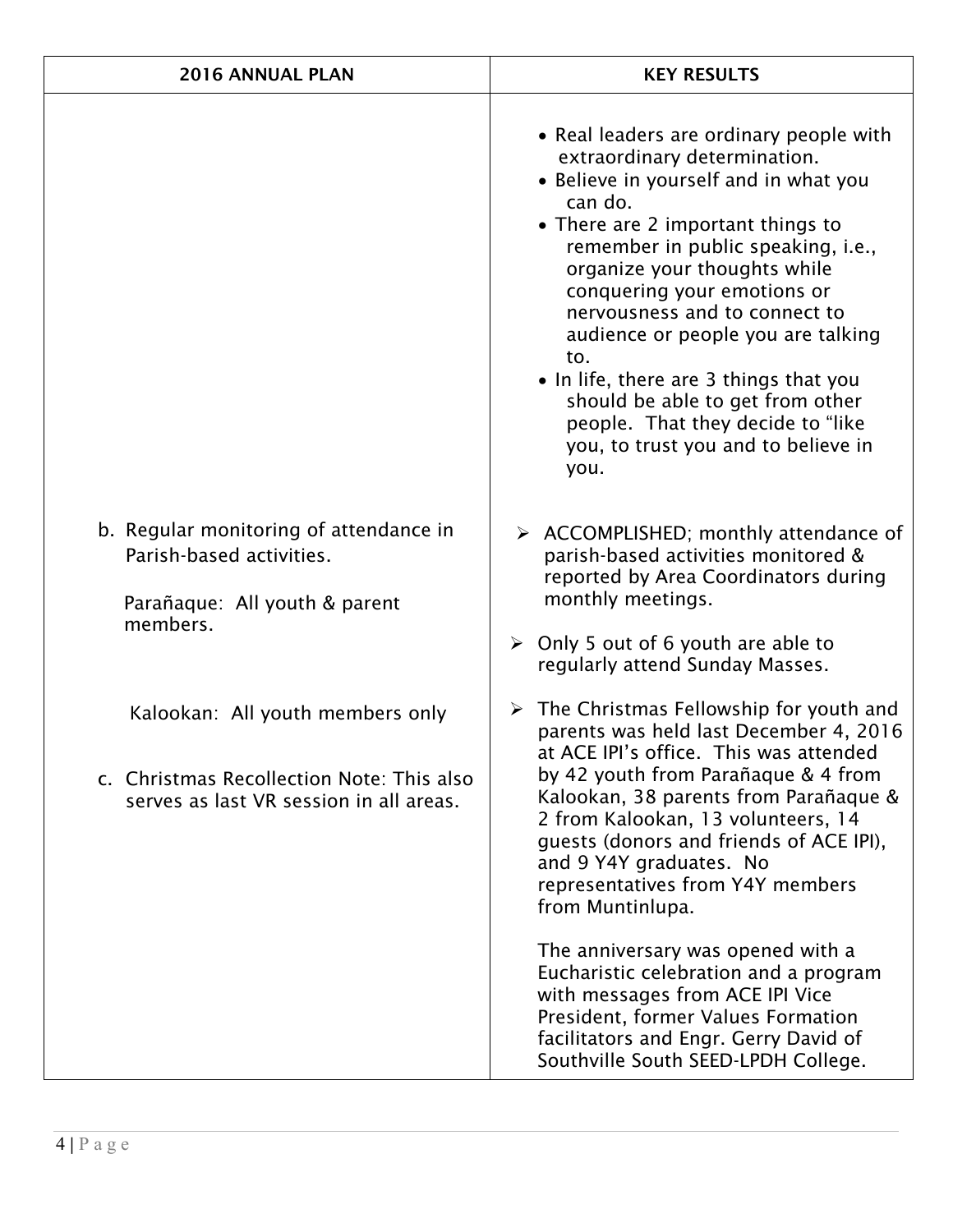| 2016 ANNUAL PLAN | KEY RESULTS |
| --- | --- |
| | • Real leaders are ordinary people with extraordinary determination.<br>• Believe in yourself and in what you can do.<br>• There are 2 important things to remember in public speaking, i.e., organize your thoughts while conquering your emotions or nervousness and to connect to audience or people you are talking to.<br>• In life, there are 3 things that you should be able to get from other people. That they decide to "like you, to trust you and to believe in you. |
| b. Regular monitoring of attendance in Parish-based activities.<br><br>Parañaque: All youth & parent members. | ➢ ACCOMPLISHED; monthly attendance of parish-based activities monitored & reported by Area Coordinators during monthly meetings.<br><br>➢ Only 5 out of 6 youth are able to regularly attend Sunday Masses. |
| Kalookan: All youth members only<br><br>c. Christmas Recollection Note: This also serves as last VR session in all areas. | ➢ The Christmas Fellowship for youth and parents was held last December 4, 2016 at ACE IPI's office. This was attended by 42 youth from Parañaque & 4 from Kalookan, 38 parents from Parañaque & 2 from Kalookan, 13 volunteers, 14 guests (donors and friends of ACE IPI), and 9 Y4Y graduates. No representatives from Y4Y members from Muntinlupa.<br><br>The anniversary was opened with a Eucharistic celebration and a program with messages from ACE IPI Vice President, former Values Formation facilitators and Engr. Gerry David of Southville South SEED-LPDH College. |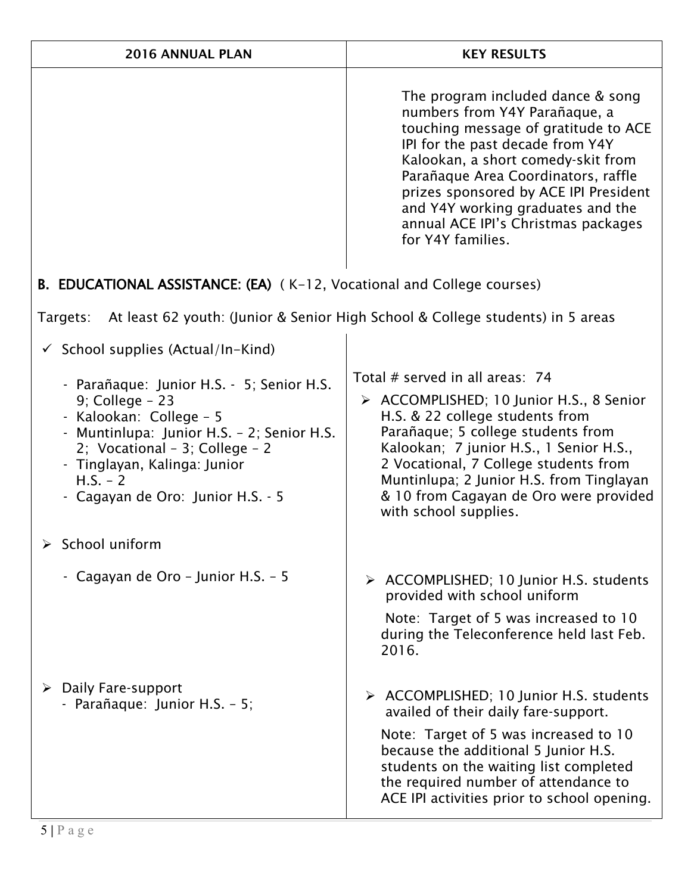| 2016 ANNUAL PLAN | KEY RESULTS |
|---|---|
| | The program included dance & song numbers from Y4Y Parañaque, a touching message of gratitude to ACE IPI for the past decade from Y4Y Kalookan, a short comedy-skit from Parañaque Area Coordinators, raffle prizes sponsored by ACE IPI President and Y4Y working graduates and the annual ACE IPI's Christmas packages for Y4Y families. |

**B. EDUCATIONAL ASSISTANCE: (EA)** ( K-12, Vocational and College courses)

Targets: At least 62 youth: (Junior & Senior High School & College students) in 5 areas

| 2016 ANNUAL PLAN | KEY RESULTS |
|---|---|
| ✓ School supplies (Actual/In-Kind)<br>- Parañaque: Junior H.S. - 5; Senior H.S. 9; College – 23<br>- Kalookan: College – 5<br>- Muntinlupa: Junior H.S. – 2; Senior H.S. 2; Vocational – 3; College – 2<br>- Tinglayan, Kalinga: Junior H.S. – 2<br>- Cagayan de Oro: Junior H.S. - 5 | Total # served in all areas: 74<br>➢ ACCOMPLISHED; 10 Junior H.S., 8 Senior H.S. & 22 college students from Parañaque; 5 college students from Kalookan; 7 junior H.S., 1 Senior H.S., 2 Vocational, 7 College students from Muntinlupa; 2 Junior H.S. from Tinglayan & 10 from Cagayan de Oro were provided with school supplies. |
| ➢ School uniform<br>- Cagayan de Oro – Junior H.S. – 5 | ➢ ACCOMPLISHED; 10 Junior H.S. students provided with school uniform<br>Note: Target of 5 was increased to 10 during the Teleconference held last Feb. 2016. |
| ➢ Daily Fare-support<br>- Parañaque: Junior H.S. – 5; | ➢ ACCOMPLISHED; 10 Junior H.S. students availed of their daily fare-support.<br>Note: Target of 5 was increased to 10 because the additional 5 Junior H.S. students on the waiting list completed the required number of attendance to ACE IPI activities prior to school opening. |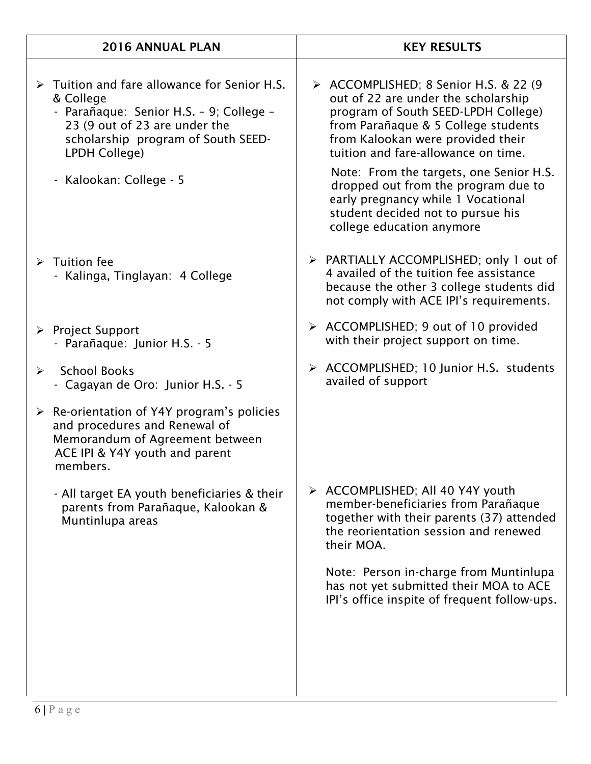| 2016 ANNUAL PLAN | KEY RESULTS |
| --- | --- |
| ➢ Tuition and fare allowance for Senior H.S. & College<br>- Parañaque: Senior H.S. – 9; College – 23 (9 out of 23 are under the scholarship program of South SEED-LPDH College)<br>- Kalookan: College - 5 | ➢ ACCOMPLISHED; 8 Senior H.S. & 22 (9 out of 22 are under the scholarship program of South SEED-LPDH College) from Parañaque & 5 College students from Kalookan were provided their tuition and fare-allowance on time.<br>Note: From the targets, one Senior H.S. dropped out from the program due to early pregnancy while 1 Vocational student decided not to pursue his college education anymore |
| ➢ Tuition fee<br>- Kalinga, Tinglayan: 4 College | ➢ PARTIALLY ACCOMPLISHED; only 1 out of 4 availed of the tuition fee assistance because the other 3 college students did not comply with ACE IPI's requirements. |
| ➢ Project Support<br>- Parañaque: Junior H.S. - 5 | ➢ ACCOMPLISHED; 9 out of 10 provided with their project support on time. |
| ➢ School Books<br>- Cagayan de Oro: Junior H.S. - 5 | ➢ ACCOMPLISHED; 10 Junior H.S. students availed of support |
| ➢ Re-orientation of Y4Y program's policies and procedures and Renewal of Memorandum of Agreement between ACE IPI & Y4Y youth and parent members.<br>- All target EA youth beneficiaries & their parents from Parañaque, Kalookan & Muntinlupa areas | ➢ ACCOMPLISHED; All 40 Y4Y youth member-beneficiaries from Parañaque together with their parents (37) attended the reorientation session and renewed their MOA.<br>Note: Person in-charge from Muntinlupa has not yet submitted their MOA to ACE IPI's office inspite of frequent follow-ups. |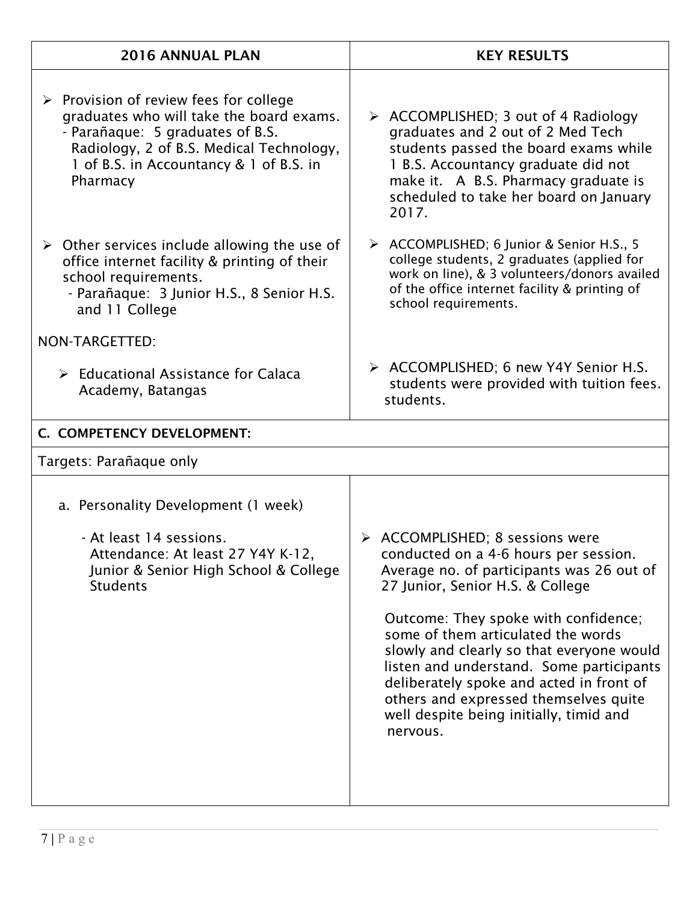| 2016 ANNUAL PLAN | KEY RESULTS |
|---|---|
| ➢ Provision of review fees for college graduates who will take the board exams.<br>- Parañaque: 5 graduates of B.S. Radiology, 2 of B.S. Medical Technology, 1 of B.S. in Accountancy & 1 of B.S. in Pharmacy | ➢ ACCOMPLISHED; 3 out of 4 Radiology graduates and 2 out of 2 Med Tech students passed the board exams while 1 B.S. Accountancy graduate did not make it. A B.S. Pharmacy graduate is scheduled to take her board on January 2017. |
| ➢ Other services include allowing the use of office internet facility & printing of their school requirements.<br>- Parañaque: 3 Junior H.S., 8 Senior H.S. and 11 College | ➢ ACCOMPLISHED; 6 Junior & Senior H.S., 5 college students, 2 graduates (applied for work on line), & 3 volunteers/donors availed of the office internet facility & printing of school requirements. |
| NON-TARGETTED: | |
| ➢ Educational Assistance for Calaca Academy, Batangas | ➢ ACCOMPLISHED; 6 new Y4Y Senior H.S. students were provided with tuition fees. students. |
| **C. COMPETENCY DEVELOPMENT:** | |
| Targets: Parañaque only | |
| a. Personality Development (1 week)<br>- At least 14 sessions.<br>Attendance: At least 27 Y4Y K-12, Junior & Senior High School & College Students | ➢ ACCOMPLISHED; 8 sessions were conducted on a 4-6 hours per session. Average no. of participants was 26 out of 27 Junior, Senior H.S. & College<br><br>Outcome: They spoke with confidence; some of them articulated the words slowly and clearly so that everyone would listen and understand. Some participants deliberately spoke and acted in front of others and expressed themselves quite well despite being initially, timid and nervous. |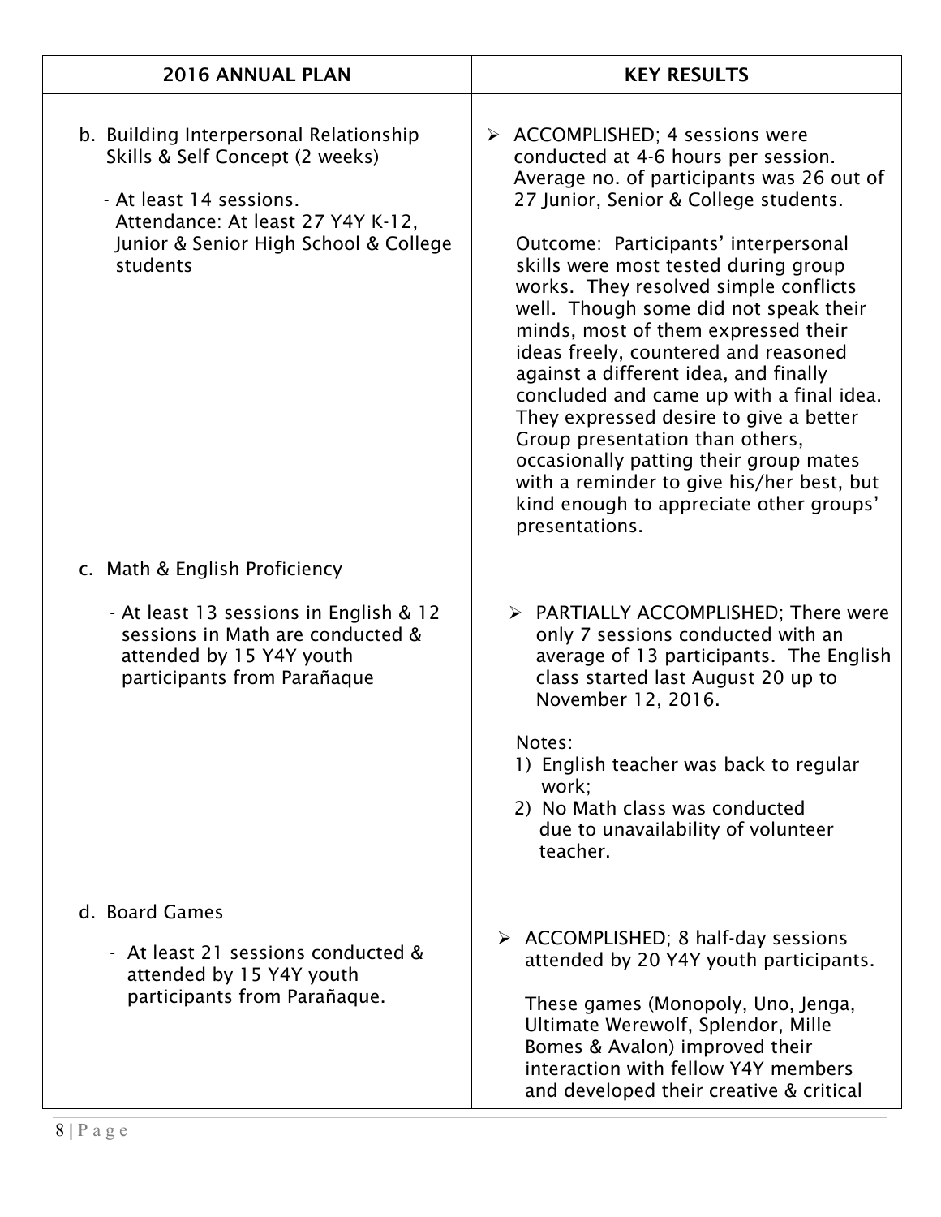| 2016 ANNUAL PLAN | KEY RESULTS |
|---|---|
| b. Building Interpersonal Relationship Skills & Self Concept (2 weeks)<br><br>- At least 14 sessions. Attendance: At least 27 Y4Y K-12, Junior & Senior High School & College students | ➢ ACCOMPLISHED; 4 sessions were conducted at 4-6 hours per session. Average no. of participants was 26 out of 27 Junior, Senior & College students.<br><br>Outcome: Participants' interpersonal skills were most tested during group works. They resolved simple conflicts well. Though some did not speak their minds, most of them expressed their ideas freely, countered and reasoned against a different idea, and finally concluded and came up with a final idea. They expressed desire to give a better Group presentation than others, occasionally patting their group mates with a reminder to give his/her best, but kind enough to appreciate other groups' presentations. |
| c. Math & English Proficiency<br><br>- At least 13 sessions in English & 12 sessions in Math are conducted & attended by 15 Y4Y youth participants from Parañaque | ➢ PARTIALLY ACCOMPLISHED; There were only 7 sessions conducted with an average of 13 participants. The English class started last August 20 up to November 12, 2016.<br><br>Notes:<br>1) English teacher was back to regular work;<br>2) No Math class was conducted due to unavailability of volunteer teacher. |
| d. Board Games<br><br>- At least 21 sessions conducted & attended by 15 Y4Y youth participants from Parañaque. | ➢ ACCOMPLISHED; 8 half-day sessions attended by 20 Y4Y youth participants.<br><br>These games (Monopoly, Uno, Jenga, Ultimate Werewolf, Splendor, Mille Bomes & Avalon) improved their interaction with fellow Y4Y members and developed their creative & critical |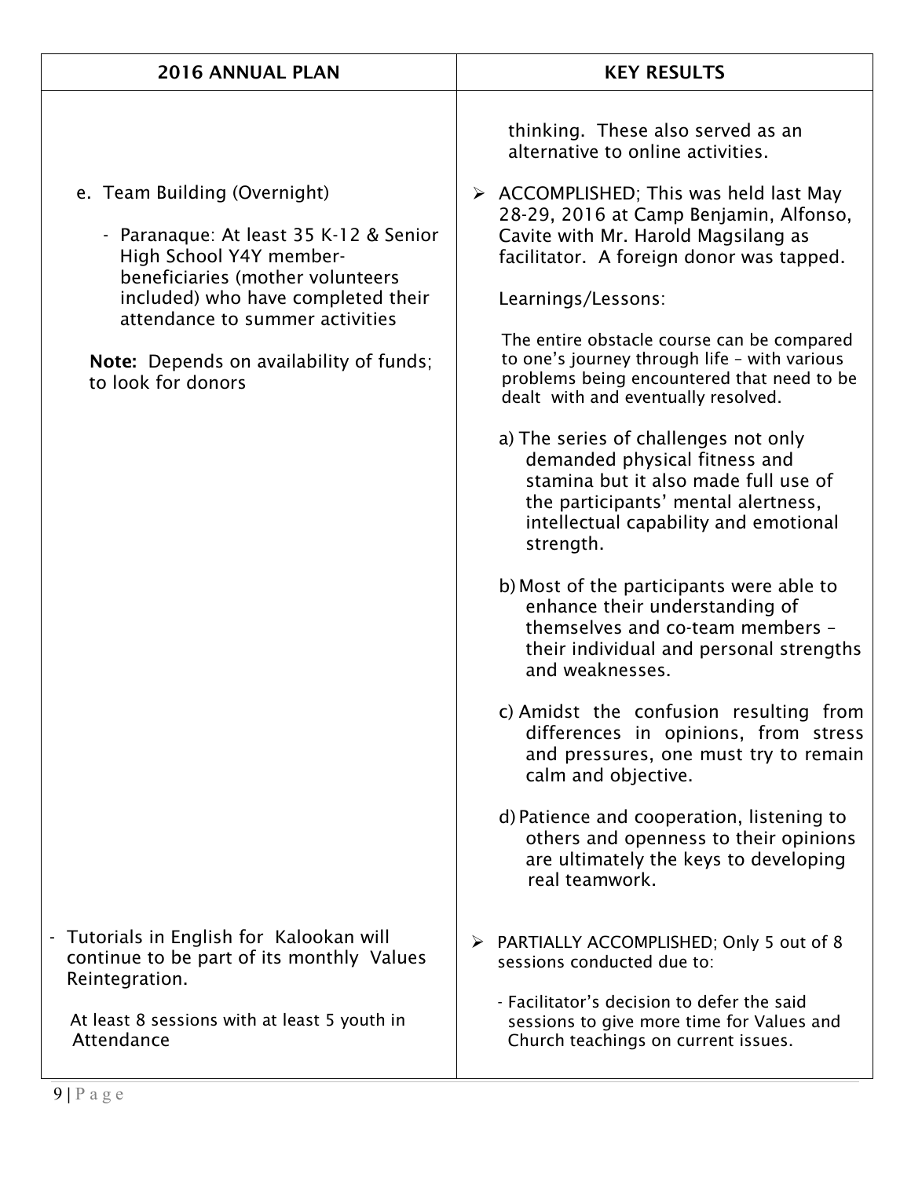| 2016 ANNUAL PLAN | KEY RESULTS |
| --- | --- |
| | thinking. These also served as an alternative to online activities. |
| e. Team Building (Overnight)<br><br>- Paranaque: At least 35 K-12 & Senior High School Y4Y member-beneficiaries (mother volunteers included) who have completed their attendance to summer activities<br><br>**Note:** Depends on availability of funds; to look for donors | ➢ ACCOMPLISHED; This was held last May 28-29, 2016 at Camp Benjamin, Alfonso, Cavite with Mr. Harold Magsilang as facilitator. A foreign donor was tapped.<br><br>Learnings/Lessons:<br><br>The entire obstacle course can be compared to one's journey through life – with various problems being encountered that need to be dealt with and eventually resolved.<br><br>a) The series of challenges not only demanded physical fitness and stamina but it also made full use of the participants' mental alertness, intellectual capability and emotional strength.<br><br>b) Most of the participants were able to enhance their understanding of themselves and co-team members – their individual and personal strengths and weaknesses.<br><br>c) Amidst the confusion resulting from differences in opinions, from stress and pressures, one must try to remain calm and objective.<br><br>d) Patience and cooperation, listening to others and openness to their opinions are ultimately the keys to developing real teamwork. |
| - Tutorials in English for Kalookan will continue to be part of its monthly Values Reintegration.<br><br>At least 8 sessions with at least 5 youth in Attendance | ➢ PARTIALLY ACCOMPLISHED; Only 5 out of 8 sessions conducted due to:<br><br>- Facilitator's decision to defer the said sessions to give more time for Values and Church teachings on current issues. |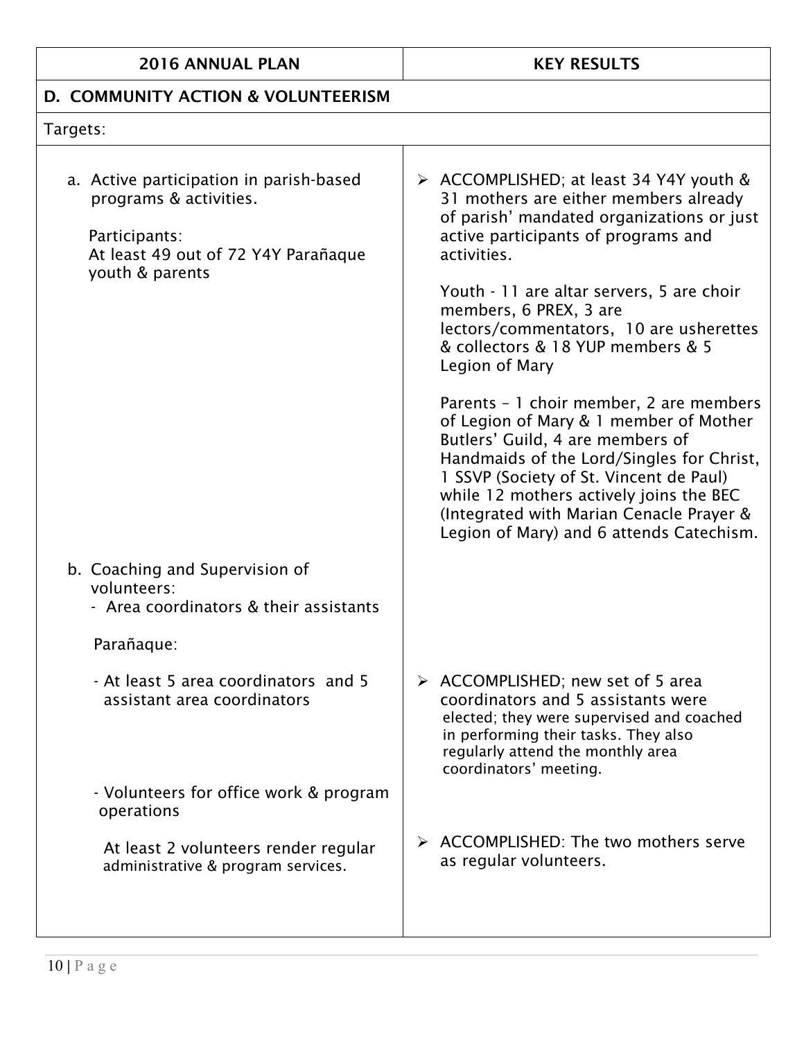| 2016 ANNUAL PLAN | KEY RESULTS |
|---|---|
| **D. COMMUNITY ACTION & VOLUNTEERISM** | |
| Targets: | |
| a. Active participation in parish-based programs & activities.<br><br>Participants:<br>At least 49 out of 72 Y4Y Parañaque youth & parents | ➢ ACCOMPLISHED; at least 34 Y4Y youth & 31 mothers are either members already of parish' mandated organizations or just active participants of programs and activities.<br><br>Youth - 11 are altar servers, 5 are choir members, 6 PREX, 3 are lectors/commentators, 10 are usherettes & collectors & 18 YUP members & 5 Legion of Mary<br><br>Parents – 1 choir member, 2 are members of Legion of Mary & 1 member of Mother Butlers' Guild, 4 are members of Handmaids of the Lord/Singles for Christ, 1 SSVP (Society of St. Vincent de Paul) while 12 mothers actively joins the BEC (Integrated with Marian Cenacle Prayer & Legion of Mary) and 6 attends Catechism. |
| b. Coaching and Supervision of volunteers:<br>- Area coordinators & their assistants<br><br>Parañaque:<br><br>- At least 5 area coordinators and 5 assistant area coordinators | ➢ ACCOMPLISHED; new set of 5 area coordinators and 5 assistants were elected; they were supervised and coached in performing their tasks. They also regularly attend the monthly area coordinators' meeting. |
| - Volunteers for office work & program operations<br><br>At least 2 volunteers render regular administrative & program services. | ➢ ACCOMPLISHED: The two mothers serve as regular volunteers. |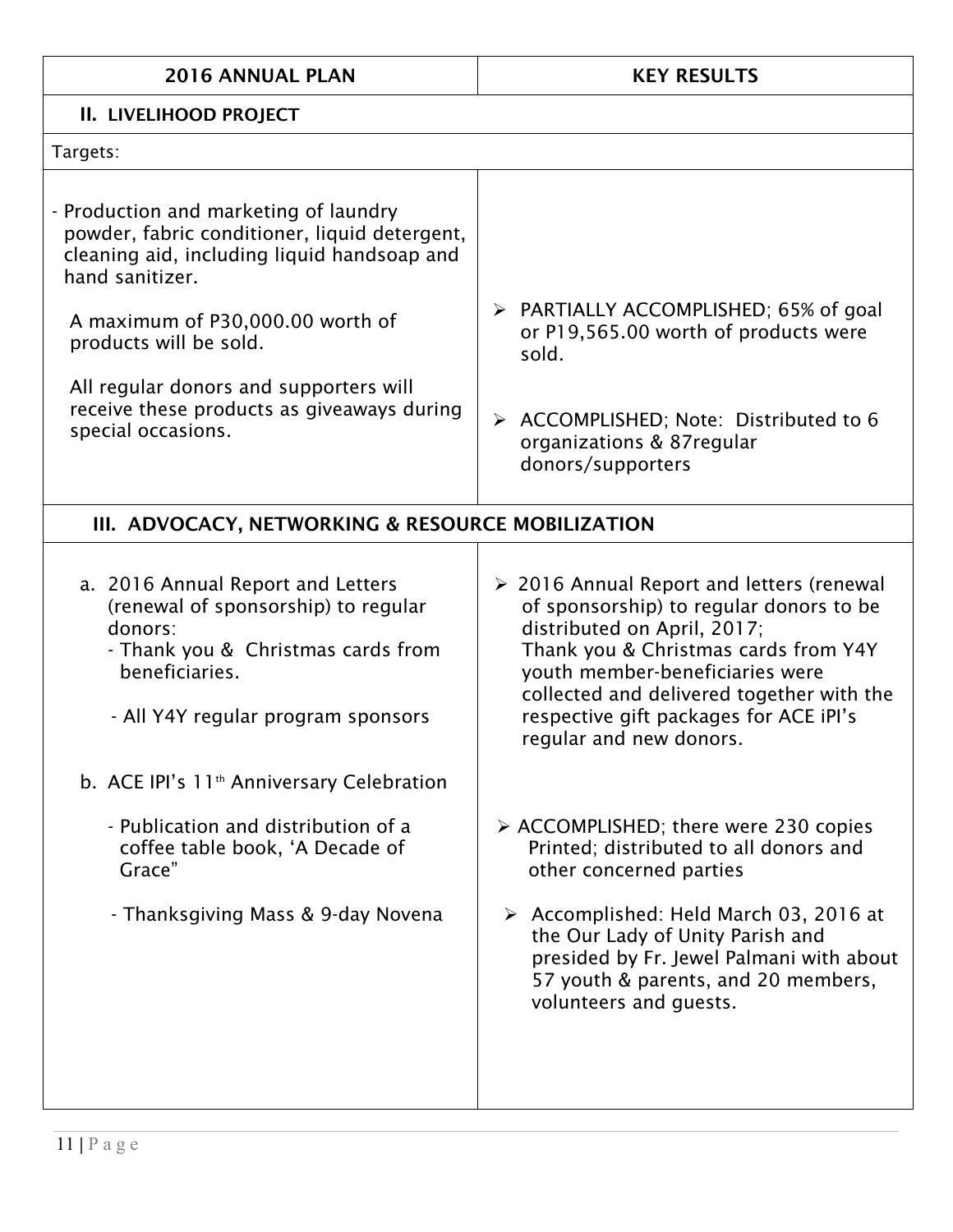| 2016 ANNUAL PLAN | KEY RESULTS |
|---|---|
| **II. LIVELIHOOD PROJECT** | |
| Targets: | |
| - Production and marketing of laundry powder, fabric conditioner, liquid detergent, cleaning aid, including liquid handsoap and hand sanitizer.<br><br>A maximum of P30,000.00 worth of products will be sold.<br><br>All regular donors and supporters will receive these products as giveaways during special occasions. | ➢ PARTIALLY ACCOMPLISHED; 65% of goal or P19,565.00 worth of products were sold.<br><br>➢ ACCOMPLISHED; Note: Distributed to 6 organizations & 87regular donors/supporters |
| **III. ADVOCACY, NETWORKING & RESOURCE MOBILIZATION** | |
| a. 2016 Annual Report and Letters (renewal of sponsorship) to regular donors:<br>- Thank you & Christmas cards from beneficiaries.<br><br>- All Y4Y regular program sponsors | ➢ 2016 Annual Report and letters (renewal of sponsorship) to regular donors to be distributed on April, 2017;<br>Thank you & Christmas cards from Y4Y youth member-beneficiaries were collected and delivered together with the respective gift packages for ACE iPI's regular and new donors. |
| b. ACE IPI's 11th Anniversary Celebration<br><br>- Publication and distribution of a coffee table book, 'A Decade of Grace"<br><br>- Thanksgiving Mass & 9-day Novena | ➢ ACCOMPLISHED; there were 230 copies Printed; distributed to all donors and other concerned parties<br><br>➢ Accomplished: Held March 03, 2016 at the Our Lady of Unity Parish and presided by Fr. Jewel Palmani with about 57 youth & parents, and 20 members, volunteers and guests. |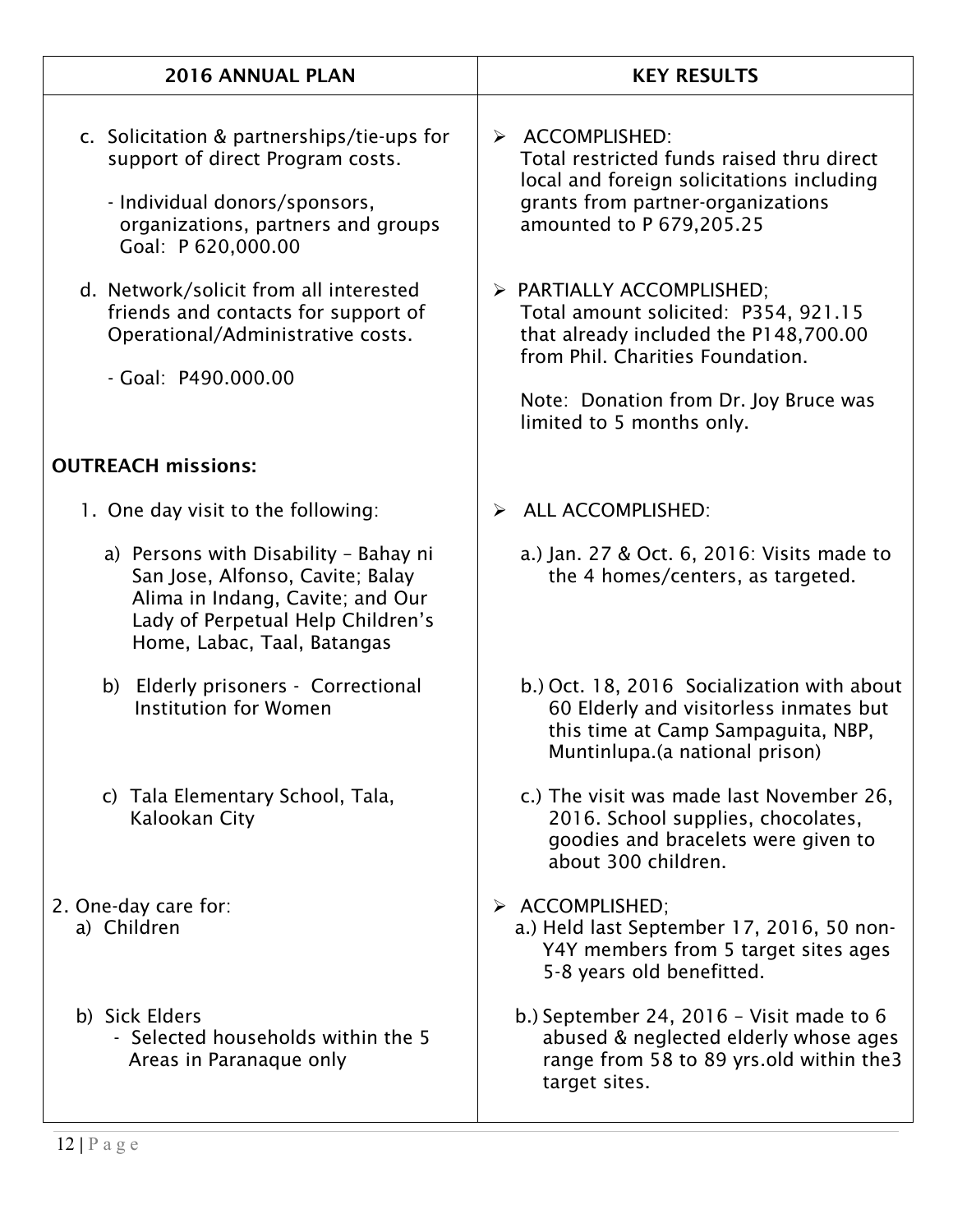| 2016 ANNUAL PLAN | KEY RESULTS |
|---|---|
| c. Solicitation & partnerships/tie-ups for support of direct Program costs.<br><br>- Individual donors/sponsors, organizations, partners and groups Goal: P 620,000.00 | ➢ ACCOMPLISHED:<br>Total restricted funds raised thru direct local and foreign solicitations including grants from partner-organizations amounted to P 679,205.25 |
| d. Network/solicit from all interested friends and contacts for support of Operational/Administrative costs.<br><br>- Goal: P490.000.00 | ➢ PARTIALLY ACCOMPLISHED;<br>Total amount solicited: P354, 921.15 that already included the P148,700.00 from Phil. Charities Foundation.<br><br>Note: Donation from Dr. Joy Bruce was limited to 5 months only. |
| **OUTREACH missions:** | |
| 1. One day visit to the following: | ➢ ALL ACCOMPLISHED: |
| a) Persons with Disability – Bahay ni San Jose, Alfonso, Cavite; Balay Alima in Indang, Cavite; and Our Lady of Perpetual Help Children's Home, Labac, Taal, Batangas | a.) Jan. 27 & Oct. 6, 2016: Visits made to the 4 homes/centers, as targeted. |
| b) Elderly prisoners - Correctional Institution for Women | b.) Oct. 18, 2016 Socialization with about 60 Elderly and visitorless inmates but this time at Camp Sampaguita, NBP, Muntinlupa.(a national prison) |
| c) Tala Elementary School, Tala, Kalookan City | c.) The visit was made last November 26, 2016. School supplies, chocolates, goodies and bracelets were given to about 300 children. |
| 2. One-day care for:<br>a) Children | ➢ ACCOMPLISHED;<br>a.) Held last September 17, 2016, 50 non-Y4Y members from 5 target sites ages 5-8 years old benefitted. |
| b) Sick Elders<br>- Selected households within the 5 Areas in Paranaque only | b.) September 24, 2016 – Visit made to 6 abused & neglected elderly whose ages range from 58 to 89 yrs.old within the3 target sites. |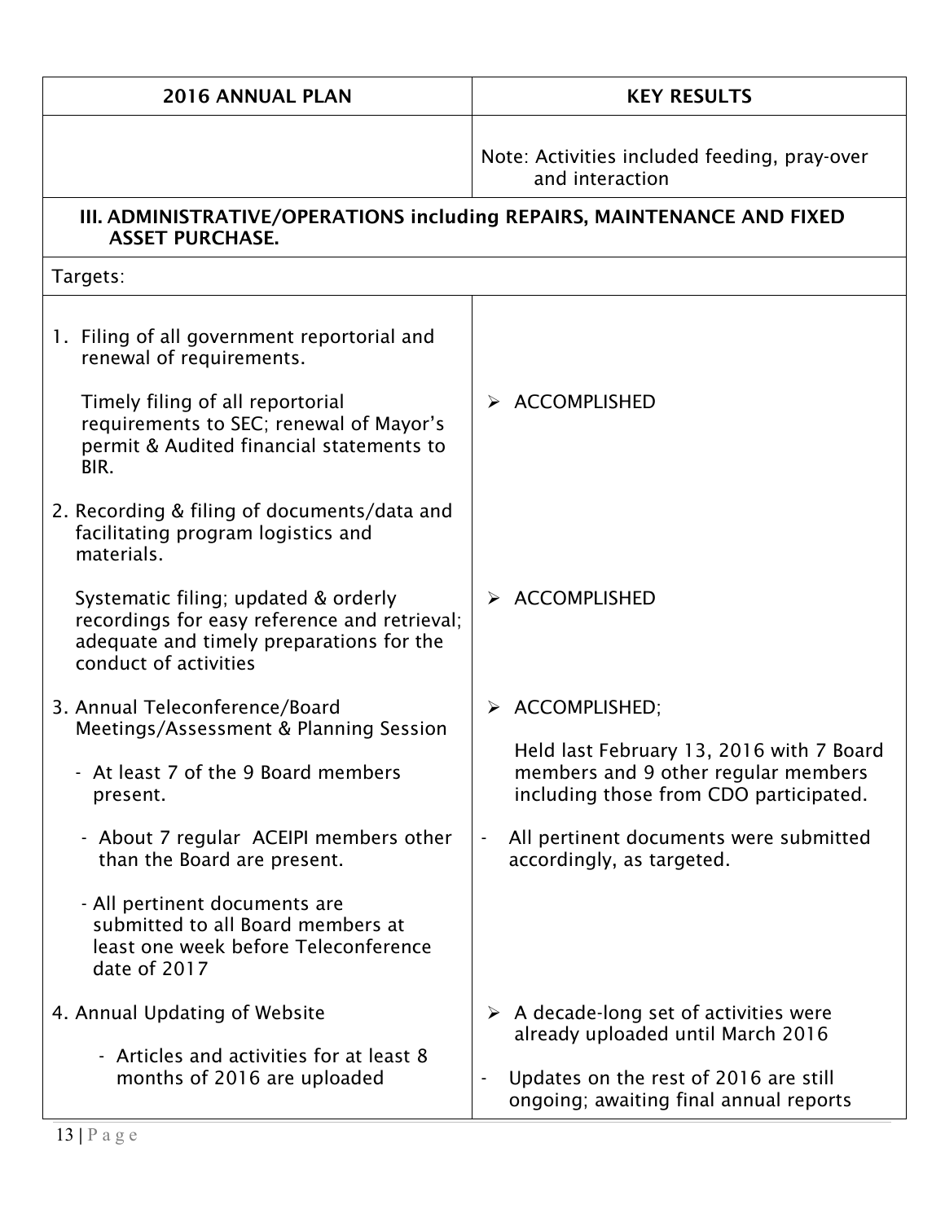| 2016 ANNUAL PLAN | KEY RESULTS |
|---|---|
| | Note: Activities included feeding, pray-over and interaction |
| **III. ADMINISTRATIVE/OPERATIONS including REPAIRS, MAINTENANCE AND FIXED ASSET PURCHASE.** | |
| Targets: | |
| 1. Filing of all government reportorial and renewal of requirements.<br><br>Timely filing of all reportorial requirements to SEC; renewal of Mayor's permit & Audited financial statements to BIR. | ➢ ACCOMPLISHED |
| 2. Recording & filing of documents/data and facilitating program logistics and materials.<br><br>Systematic filing; updated & orderly recordings for easy reference and retrieval; adequate and timely preparations for the conduct of activities | ➢ ACCOMPLISHED |
| 3. Annual Teleconference/Board Meetings/Assessment & Planning Session<br><br>- At least 7 of the 9 Board members present.<br><br>- About 7 regular ACEIPI members other than the Board are present.<br><br>- All pertinent documents are submitted to all Board members at least one week before Teleconference date of 2017 | ➢ ACCOMPLISHED;<br><br>Held last February 13, 2016 with 7 Board members and 9 other regular members including those from CDO participated.<br><br>- All pertinent documents were submitted accordingly, as targeted. |
| 4. Annual Updating of Website<br><br>- Articles and activities for at least 8 months of 2016 are uploaded | ➢ A decade-long set of activities were already uploaded until March 2016<br><br>- Updates on the rest of 2016 are still ongoing; awaiting final annual reports |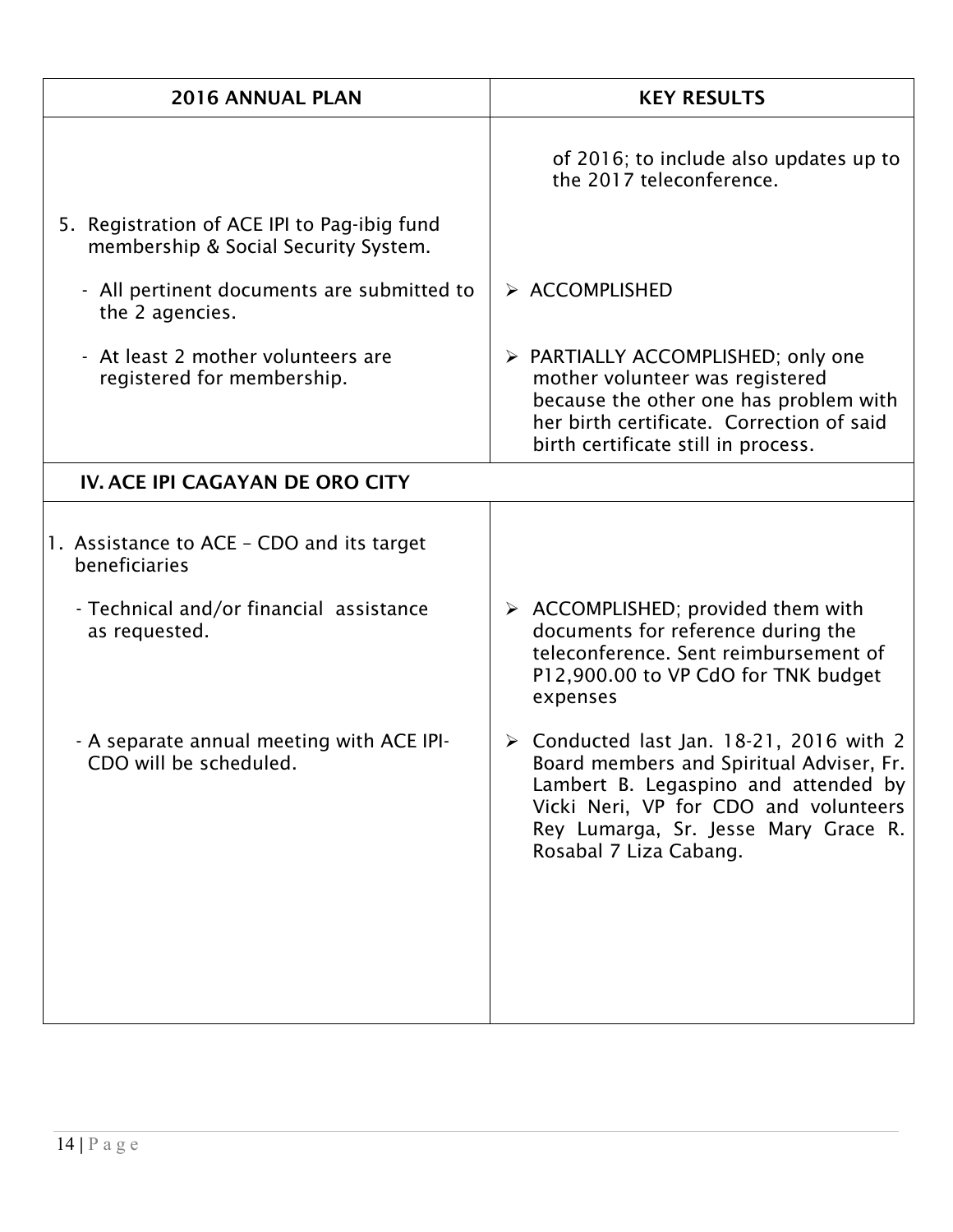| 2016 ANNUAL PLAN | KEY RESULTS |
|---|---|
| | of 2016; to include also updates up to the 2017 teleconference. |
| 5. Registration of ACE IPI to Pag-ibig fund membership & Social Security System. | |
| - All pertinent documents are submitted to the 2 agencies. | ➢ ACCOMPLISHED |
| - At least 2 mother volunteers are registered for membership. | ➢ PARTIALLY ACCOMPLISHED; only one mother volunteer was registered because the other one has problem with her birth certificate. Correction of said birth certificate still in process. |
| **IV. ACE IPI CAGAYAN DE ORO CITY** | |
| 1. Assistance to ACE – CDO and its target beneficiaries | |
| - Technical and/or financial assistance as requested. | ➢ ACCOMPLISHED; provided them with documents for reference during the teleconference. Sent reimbursement of P12,900.00 to VP CdO for TNK budget expenses |
| - A separate annual meeting with ACE IPI-CDO will be scheduled. | ➢ Conducted last Jan. 18-21, 2016 with 2 Board members and Spiritual Adviser, Fr. Lambert B. Legaspino and attended by Vicki Neri, VP for CDO and volunteers Rey Lumarga, Sr. Jesse Mary Grace R. Rosabal 7 Liza Cabang. |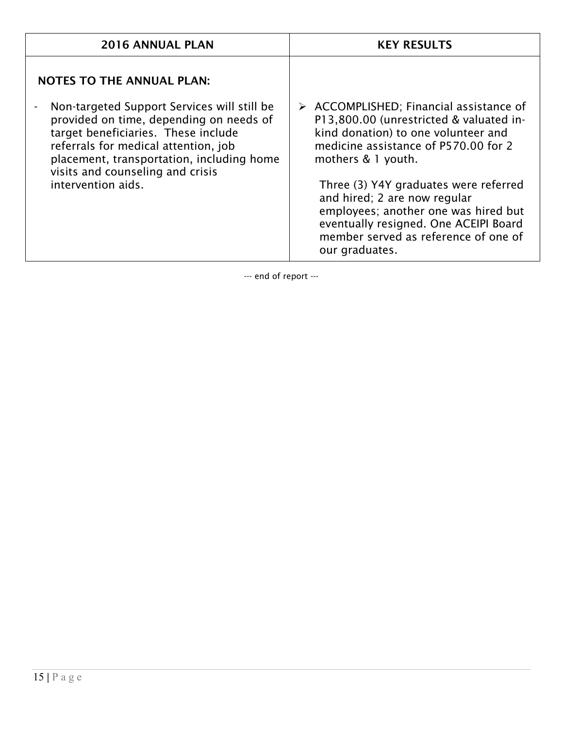| 2016 ANNUAL PLAN | KEY RESULTS |
| --- | --- |
| **NOTES TO THE ANNUAL PLAN:**<br><br>- Non-targeted Support Services will still be provided on time, depending on needs of target beneficiaries. These include referrals for medical attention, job placement, transportation, including home visits and counseling and crisis intervention aids. | ➢ ACCOMPLISHED; Financial assistance of P13,800.00 (unrestricted & valuated in-kind donation) to one volunteer and medicine assistance of P570.00 for 2 mothers & 1 youth.<br><br>Three (3) Y4Y graduates were referred and hired; 2 are now regular employees; another one was hired but eventually resigned. One ACEIPI Board member served as reference of one of our graduates. |

--- end of report ---